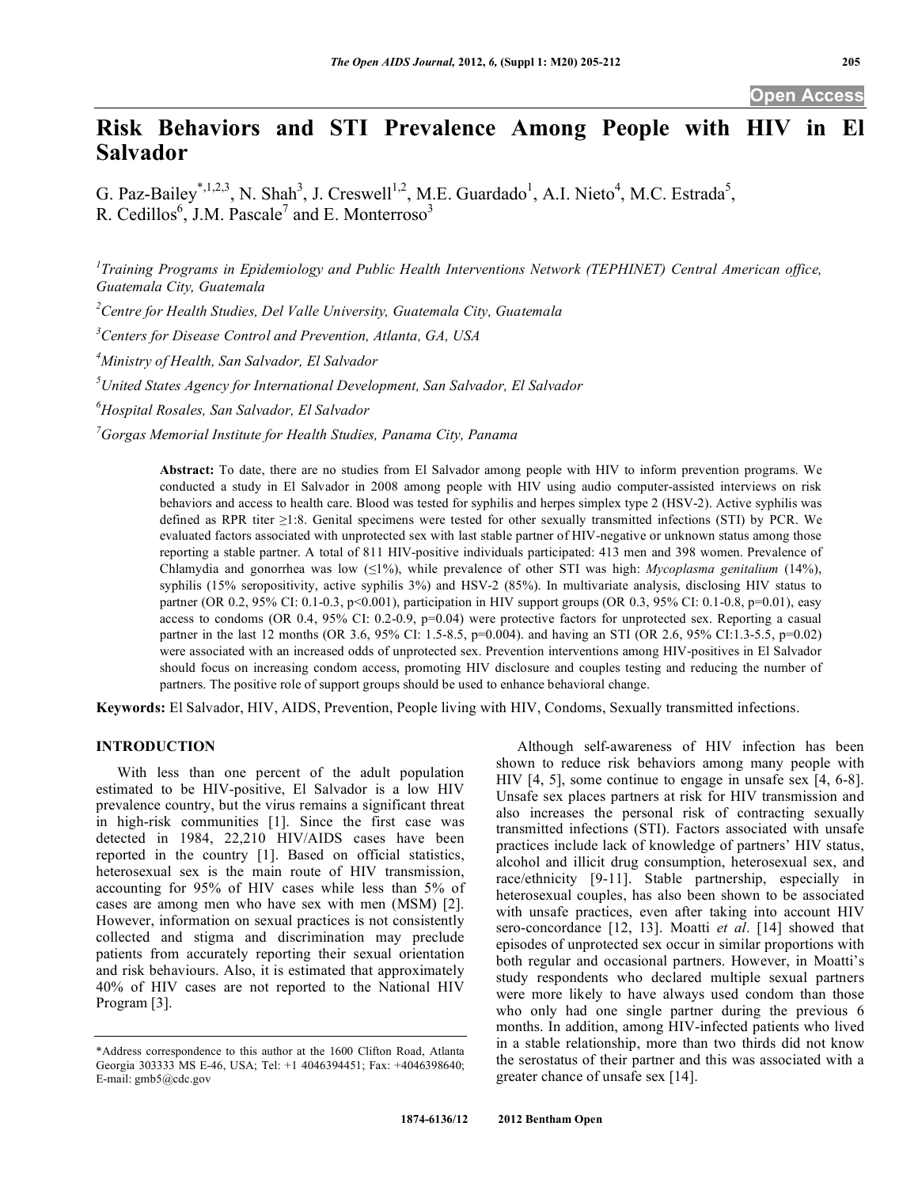# Risk Behaviors and STI Prevalence Among People with HIV in El Salvador

G. Paz-Bailey[*,1,2,3], N. Shah[3], J. Creswell[1,2], M.E. Guardado[1], A.I. Nieto[4], M.C. Estrada[5], R. Cedillos[6], J.M. Pascale[7] and E. Monterroso[3]

[1]Training Programs in Epidemiology and Public Health Interventions Network (TEPHINET) Central American office, Guatemala City, Guatemala

[2]Centre for Health Studies, Del Valle University, Guatemala City, Guatemala

[3]Centers for Disease Control and Prevention, Atlanta, GA, USA

[4]Ministry of Health, San Salvador, El Salvador

[5]United States Agency for International Development, San Salvador, El Salvador

[6]Hospital Rosales, San Salvador, El Salvador

[7]Gorgas Memorial Institute for Health Studies, Panama City, Panama

**Abstract:** To date, there are no studies from El Salvador among people with HIV to inform prevention programs. We conducted a study in El Salvador in 2008 among people with HIV using audio computer-assisted interviews on risk behaviors and access to health care. Blood was tested for syphilis and herpes simplex type 2 (HSV-2). Active syphilis was defined as RPR titer ≥1:8. Genital specimens were tested for other sexually transmitted infections (STI) by PCR. We evaluated factors associated with unprotected sex with last stable partner of HIV-negative or unknown status among those reporting a stable partner. A total of 811 HIV-positive individuals participated: 413 men and 398 women. Prevalence of Chlamydia and gonorrhea was low (≤1%), while prevalence of other STI was high: *Mycoplasma genitalium* (14%), syphilis (15% seropositivity, active syphilis 3%) and HSV-2 (85%). In multivariate analysis, disclosing HIV status to partner (OR 0.2, 95% CI: 0.1-0.3, p<0.001), participation in HIV support groups (OR 0.3, 95% CI: 0.1-0.8, p=0.01), easy access to condoms (OR 0.4, 95% CI: 0.2-0.9, p=0.04) were protective factors for unprotected sex. Reporting a casual partner in the last 12 months (OR 3.6, 95% CI: 1.5-8.5, p=0.004). and having an STI (OR 2.6, 95% CI:1.3-5.5, p=0.02) were associated with an increased odds of unprotected sex. Prevention interventions among HIV-positives in El Salvador should focus on increasing condom access, promoting HIV disclosure and couples testing and reducing the number of partners. The positive role of support groups should be used to enhance behavioral change.

**Keywords:** El Salvador, HIV, AIDS, Prevention, People living with HIV, Condoms, Sexually transmitted infections.

## INTRODUCTION

With less than one percent of the adult population estimated to be HIV-positive, El Salvador is a low HIV prevalence country, but the virus remains a significant threat in high-risk communities [1]. Since the first case was detected in 1984, 22,210 HIV/AIDS cases have been reported in the country [1]. Based on official statistics, heterosexual sex is the main route of HIV transmission, accounting for 95% of HIV cases while less than 5% of cases are among men who have sex with men (MSM) [2]. However, information on sexual practices is not consistently collected and stigma and discrimination may preclude patients from accurately reporting their sexual orientation and risk behaviours. Also, it is estimated that approximately 40% of HIV cases are not reported to the National HIV Program [3].

Although self-awareness of HIV infection has been shown to reduce risk behaviors among many people with HIV [4, 5], some continue to engage in unsafe sex [4, 6-8]. Unsafe sex places partners at risk for HIV transmission and also increases the personal risk of contracting sexually transmitted infections (STI). Factors associated with unsafe practices include lack of knowledge of partners' HIV status, alcohol and illicit drug consumption, heterosexual sex, and race/ethnicity [9-11]. Stable partnership, especially in heterosexual couples, has also been shown to be associated with unsafe practices, even after taking into account HIV sero-concordance [12, 13]. Moatti *et al*. [14] showed that episodes of unprotected sex occur in similar proportions with both regular and occasional partners. However, in Moatti's study respondents who declared multiple sexual partners were more likely to have always used condom than those who only had one single partner during the previous 6 months. In addition, among HIV-infected patients who lived in a stable relationship, more than two thirds did not know the serostatus of their partner and this was associated with a greater chance of unsafe sex [14].

*Address correspondence to this author at the 1600 Clifton Road, Atlanta Georgia 303333 MS E-46, USA; Tel: +1 4046394451; Fax: +4046398640; E-mail: gmb5@cdc.gov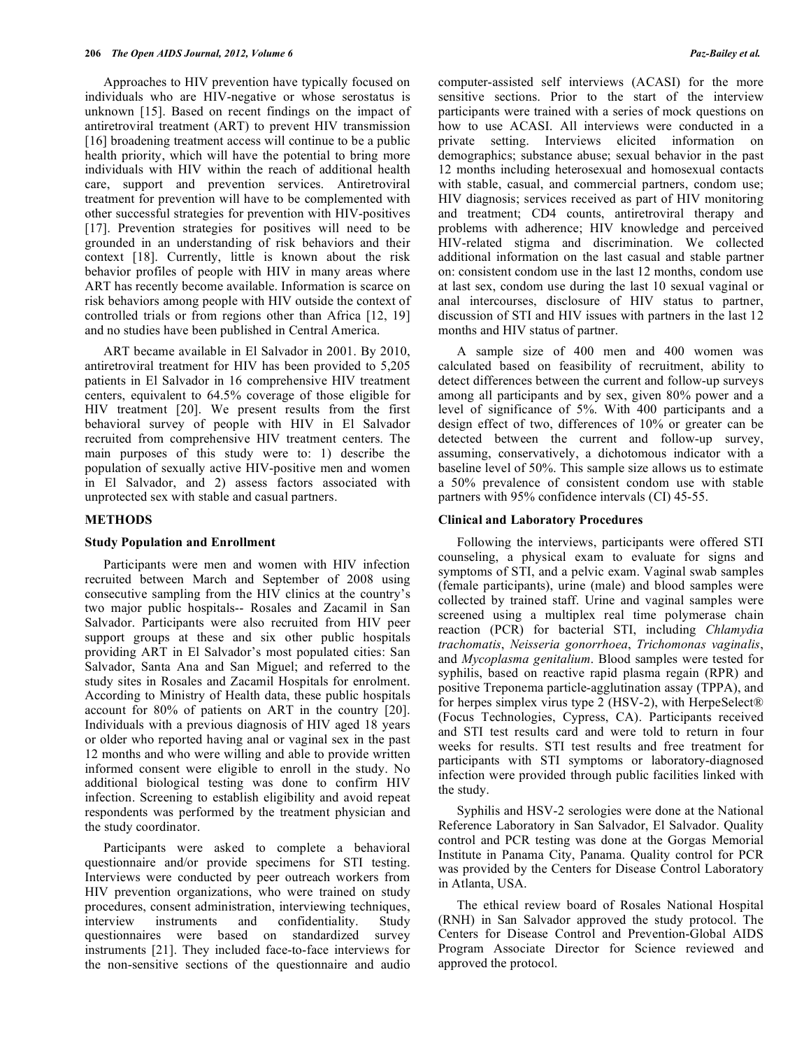Approaches to HIV prevention have typically focused on individuals who are HIV-negative or whose serostatus is unknown [15]. Based on recent findings on the impact of antiretroviral treatment (ART) to prevent HIV transmission [16] broadening treatment access will continue to be a public health priority, which will have the potential to bring more individuals with HIV within the reach of additional health care, support and prevention services. Antiretroviral treatment for prevention will have to be complemented with other successful strategies for prevention with HIV-positives [17]. Prevention strategies for positives will need to be grounded in an understanding of risk behaviors and their context [18]. Currently, little is known about the risk behavior profiles of people with HIV in many areas where ART has recently become available. Information is scarce on risk behaviors among people with HIV outside the context of controlled trials or from regions other than Africa [12, 19] and no studies have been published in Central America.

ART became available in El Salvador in 2001. By 2010, antiretroviral treatment for HIV has been provided to 5,205 patients in El Salvador in 16 comprehensive HIV treatment centers, equivalent to 64.5% coverage of those eligible for HIV treatment [20]. We present results from the first behavioral survey of people with HIV in El Salvador recruited from comprehensive HIV treatment centers. The main purposes of this study were to: 1) describe the population of sexually active HIV-positive men and women in El Salvador, and 2) assess factors associated with unprotected sex with stable and casual partners.

## METHODS

### Study Population and Enrollment

Participants were men and women with HIV infection recruited between March and September of 2008 using consecutive sampling from the HIV clinics at the country's two major public hospitals-- Rosales and Zacamil in San Salvador. Participants were also recruited from HIV peer support groups at these and six other public hospitals providing ART in El Salvador's most populated cities: San Salvador, Santa Ana and San Miguel; and referred to the study sites in Rosales and Zacamil Hospitals for enrolment. According to Ministry of Health data, these public hospitals account for 80% of patients on ART in the country [20]. Individuals with a previous diagnosis of HIV aged 18 years or older who reported having anal or vaginal sex in the past 12 months and who were willing and able to provide written informed consent were eligible to enroll in the study. No additional biological testing was done to confirm HIV infection. Screening to establish eligibility and avoid repeat respondents was performed by the treatment physician and the study coordinator.

Participants were asked to complete a behavioral questionnaire and/or provide specimens for STI testing. Interviews were conducted by peer outreach workers from HIV prevention organizations, who were trained on study procedures, consent administration, interviewing techniques, interview instruments and confidentiality. Study questionnaires were based on standardized survey instruments [21]. They included face-to-face interviews for the non-sensitive sections of the questionnaire and audio computer-assisted self interviews (ACASI) for the more sensitive sections. Prior to the start of the interview participants were trained with a series of mock questions on how to use ACASI. All interviews were conducted in a private setting. Interviews elicited information on demographics; substance abuse; sexual behavior in the past 12 months including heterosexual and homosexual contacts with stable, casual, and commercial partners, condom use; HIV diagnosis; services received as part of HIV monitoring and treatment; CD4 counts, antiretroviral therapy and problems with adherence; HIV knowledge and perceived HIV-related stigma and discrimination. We collected additional information on the last casual and stable partner on: consistent condom use in the last 12 months, condom use at last sex, condom use during the last 10 sexual vaginal or anal intercourses, disclosure of HIV status to partner, discussion of STI and HIV issues with partners in the last 12 months and HIV status of partner.

A sample size of 400 men and 400 women was calculated based on feasibility of recruitment, ability to detect differences between the current and follow-up surveys among all participants and by sex, given 80% power and a level of significance of 5%. With 400 participants and a design effect of two, differences of 10% or greater can be detected between the current and follow-up survey, assuming, conservatively, a dichotomous indicator with a baseline level of 50%. This sample size allows us to estimate a 50% prevalence of consistent condom use with stable partners with 95% confidence intervals (CI) 45-55.

### Clinical and Laboratory Procedures

Following the interviews, participants were offered STI counseling, a physical exam to evaluate for signs and symptoms of STI, and a pelvic exam. Vaginal swab samples (female participants), urine (male) and blood samples were collected by trained staff. Urine and vaginal samples were screened using a multiplex real time polymerase chain reaction (PCR) for bacterial STI, including *Chlamydia trachomatis*, *Neisseria gonorrhoea*, *Trichomonas vaginalis*, and *Mycoplasma genitalium*. Blood samples were tested for syphilis, based on reactive rapid plasma regain (RPR) and positive Treponema particle-agglutination assay (TPPA), and for herpes simplex virus type 2 (HSV-2), with HerpeSelect® (Focus Technologies, Cypress, CA). Participants received and STI test results card and were told to return in four weeks for results. STI test results and free treatment for participants with STI symptoms or laboratory-diagnosed infection were provided through public facilities linked with the study.

Syphilis and HSV-2 serologies were done at the National Reference Laboratory in San Salvador, El Salvador. Quality control and PCR testing was done at the Gorgas Memorial Institute in Panama City, Panama. Quality control for PCR was provided by the Centers for Disease Control Laboratory in Atlanta, USA.

The ethical review board of Rosales National Hospital (RNH) in San Salvador approved the study protocol. The Centers for Disease Control and Prevention-Global AIDS Program Associate Director for Science reviewed and approved the protocol.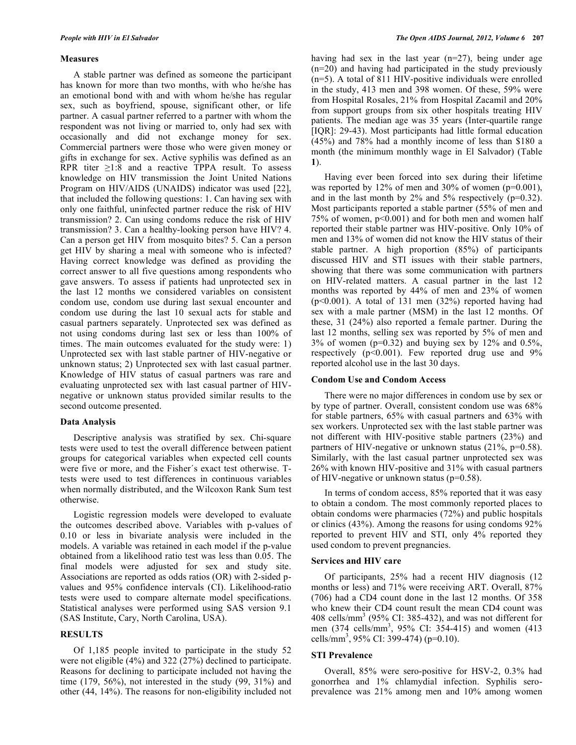### Measures

A stable partner was defined as someone the participant has known for more than two months, with who he/she has an emotional bond with and with whom he/she has regular sex, such as boyfriend, spouse, significant other, or life partner. A casual partner referred to a partner with whom the respondent was not living or married to, only had sex with occasionally and did not exchange money for sex. Commercial partners were those who were given money or gifts in exchange for sex. Active syphilis was defined as an RPR titer ≥1:8 and a reactive TPPA result. To assess knowledge on HIV transmission the Joint United Nations Program on HIV/AIDS (UNAIDS) indicator was used [22], that included the following questions: 1. Can having sex with only one faithful, uninfected partner reduce the risk of HIV transmission? 2. Can using condoms reduce the risk of HIV transmission? 3. Can a healthy-looking person have HIV? 4. Can a person get HIV from mosquito bites? 5. Can a person get HIV by sharing a meal with someone who is infected? Having correct knowledge was defined as providing the correct answer to all five questions among respondents who gave answers. To assess if patients had unprotected sex in the last 12 months we considered variables on consistent condom use, condom use during last sexual encounter and condom use during the last 10 sexual acts for stable and casual partners separately. Unprotected sex was defined as not using condoms during last sex or less than 100% of times. The main outcomes evaluated for the study were: 1) Unprotected sex with last stable partner of HIV-negative or unknown status; 2) Unprotected sex with last casual partner. Knowledge of HIV status of casual partners was rare and evaluating unprotected sex with last casual partner of HIV-negative or unknown status provided similar results to the second outcome presented.

### Data Analysis

Descriptive analysis was stratified by sex. Chi-square tests were used to test the overall difference between patient groups for categorical variables when expected cell counts were five or more, and the Fisher´s exact test otherwise. T-tests were used to test differences in continuous variables when normally distributed, and the Wilcoxon Rank Sum test otherwise.

Logistic regression models were developed to evaluate the outcomes described above. Variables with p-values of 0.10 or less in bivariate analysis were included in the models. A variable was retained in each model if the p-value obtained from a likelihood ratio test was less than 0.05. The final models were adjusted for sex and study site. Associations are reported as odds ratios (OR) with 2-sided p-values and 95% confidence intervals (CI). Likelihood-ratio tests were used to compare alternate model specifications. Statistical analyses were performed using SAS version 9.1 (SAS Institute, Cary, North Carolina, USA).

## RESULTS

Of 1,185 people invited to participate in the study 52 were not eligible (4%) and 322 (27%) declined to participate. Reasons for declining to participate included not having the time (179, 56%), not interested in the study (99, 31%) and other (44, 14%). The reasons for non-eligibility included not having had sex in the last year (n=27), being under age (n=20) and having had participated in the study previously (n=5). A total of 811 HIV-positive individuals were enrolled in the study, 413 men and 398 women. Of these, 59% were from Hospital Rosales, 21% from Hospital Zacamil and 20% from support groups from six other hospitals treating HIV patients. The median age was 35 years (Inter-quartile range [IQR]: 29-43). Most participants had little formal education (45%) and 78% had a monthly income of less than $180 a month (the minimum monthly wage in El Salvador) (Table **1**).

Having ever been forced into sex during their lifetime was reported by 12% of men and 30% of women (p=0.001), and in the last month by 2% and 5% respectively (p=0.32). Most participants reported a stable partner (55% of men and 75% of women, p<0.001) and for both men and women half reported their stable partner was HIV-positive. Only 10% of men and 13% of women did not know the HIV status of their stable partner. A high proportion (85%) of participants discussed HIV and STI issues with their stable partners, showing that there was some communication with partners on HIV-related matters. A casual partner in the last 12 months was reported by 44% of men and 23% of women (p<0.001). A total of 131 men (32%) reported having had sex with a male partner (MSM) in the last 12 months. Of these, 31 (24%) also reported a female partner. During the last 12 months, selling sex was reported by 5% of men and 3% of women (p=0.32) and buying sex by 12% and 0.5%, respectively (p<0.001). Few reported drug use and 9% reported alcohol use in the last 30 days.

### Condom Use and Condom Access

There were no major differences in condom use by sex or by type of partner. Overall, consistent condom use was 68% for stable partners, 65% with casual partners and 63% with sex workers. Unprotected sex with the last stable partner was not different with HIV-positive stable partners (23%) and partners of HIV-negative or unknown status (21%, p=0.58). Similarly, with the last casual partner unprotected sex was 26% with known HIV-positive and 31% with casual partners of HIV-negative or unknown status (p=0.58).

In terms of condom access, 85% reported that it was easy to obtain a condom. The most commonly reported places to obtain condoms were pharmacies (72%) and public hospitals or clinics (43%). Among the reasons for using condoms 92% reported to prevent HIV and STI, only 4% reported they used condom to prevent pregnancies.

### Services and HIV care

Of participants, 25% had a recent HIV diagnosis (12 months or less) and 71% were receiving ART. Overall, 87% (706) had a CD4 count done in the last 12 months. Of 358 who knew their CD4 count result the mean CD4 count was 408 cells/mm$^3$ (95% CI: 385-432), and was not different for men (374 cells/mm$^3$, 95% CI: 354-415) and women (413 cells/mm$^3$, 95% CI: 399-474) (p=0.10).

### STI Prevalence

Overall, 85% were sero-positive for HSV-2, 0.3% had gonorrhea and 1% chlamydial infection. Syphilis sero-prevalence was 21% among men and 10% among women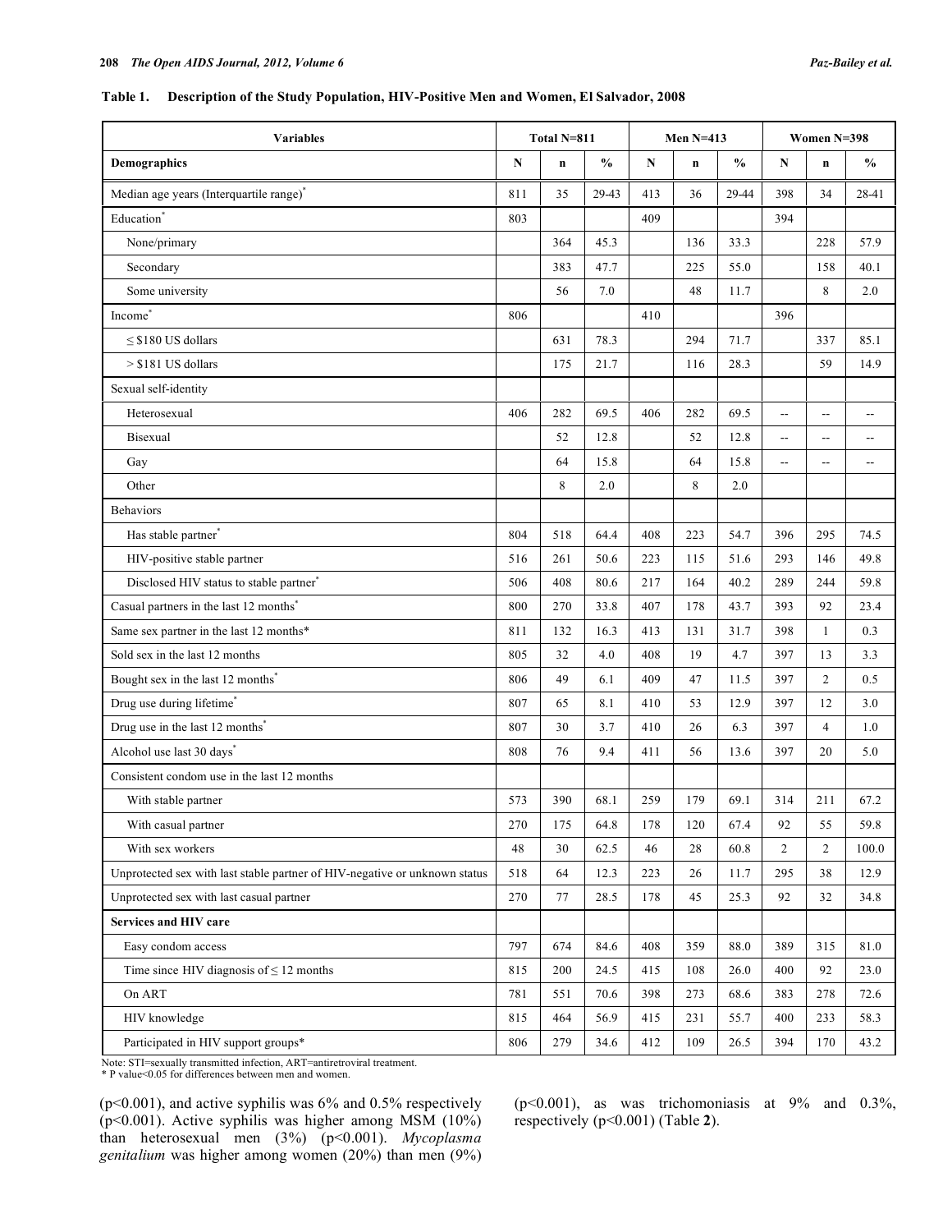**Table 1. Description of the Study Population, HIV-Positive Men and Women, El Salvador, 2008**

| Variables | Total N=811 | | | Men N=413 | | | Women N=398 | | |
|---|---|---|---|---|---|---|---|---|---|
| **Demographics** | **N** | **n** | **%** | **N** | **n** | **%** | **N** | **n** | **%** |
| Median age years (Interquartile range)* | 811 | 35 | 29-43 | 413 | 36 | 29-44 | 398 | 34 | 28-41 |
| Education* | 803 | | | 409 | | | 394 | | |
| None/primary | | 364 | 45.3 | | 136 | 33.3 | | 228 | 57.9 |
| Secondary | | 383 | 47.7 | | 225 | 55.0 | | 158 | 40.1 |
| Some university | | 56 | 7.0 | | 48 | 11.7 | | 8 | 2.0 |
| Income* | 806 | | | 410 | | | 396 | | |
| ≤ $180 US dollars | | 631 | 78.3 | | 294 | 71.7 | | 337 | 85.1 |
| > $181 US dollars | | 175 | 21.7 | | 116 | 28.3 | | 59 | 14.9 |
| Sexual self-identity | | | | | | | | | |
| Heterosexual | 406 | 282 | 69.5 | 406 | 282 | 69.5 | -- | -- | -- |
| Bisexual | | 52 | 12.8 | | 52 | 12.8 | -- | -- | -- |
| Gay | | 64 | 15.8 | | 64 | 15.8 | -- | -- | -- |
| Other | | 8 | 2.0 | | 8 | 2.0 | | | |
| Behaviors | | | | | | | | | |
| Has stable partner* | 804 | 518 | 64.4 | 408 | 223 | 54.7 | 396 | 295 | 74.5 |
| HIV-positive stable partner | 516 | 261 | 50.6 | 223 | 115 | 51.6 | 293 | 146 | 49.8 |
| Disclosed HIV status to stable partner* | 506 | 408 | 80.6 | 217 | 164 | 40.2 | 289 | 244 | 59.8 |
| Casual partners in the last 12 months* | 800 | 270 | 33.8 | 407 | 178 | 43.7 | 393 | 92 | 23.4 |
| Same sex partner in the last 12 months* | 811 | 132 | 16.3 | 413 | 131 | 31.7 | 398 | 1 | 0.3 |
| Sold sex in the last 12 months | 805 | 32 | 4.0 | 408 | 19 | 4.7 | 397 | 13 | 3.3 |
| Bought sex in the last 12 months* | 806 | 49 | 6.1 | 409 | 47 | 11.5 | 397 | 2 | 0.5 |
| Drug use during lifetime* | 807 | 65 | 8.1 | 410 | 53 | 12.9 | 397 | 12 | 3.0 |
| Drug use in the last 12 months* | 807 | 30 | 3.7 | 410 | 26 | 6.3 | 397 | 4 | 1.0 |
| Alcohol use last 30 days* | 808 | 76 | 9.4 | 411 | 56 | 13.6 | 397 | 20 | 5.0 |
| Consistent condom use in the last 12 months | | | | | | | | | |
| With stable partner | 573 | 390 | 68.1 | 259 | 179 | 69.1 | 314 | 211 | 67.2 |
| With casual partner | 270 | 175 | 64.8 | 178 | 120 | 67.4 | 92 | 55 | 59.8 |
| With sex workers | 48 | 30 | 62.5 | 46 | 28 | 60.8 | 2 | 2 | 100.0 |
| Unprotected sex with last stable partner of HIV-negative or unknown status | 518 | 64 | 12.3 | 223 | 26 | 11.7 | 295 | 38 | 12.9 |
| Unprotected sex with last casual partner | 270 | 77 | 28.5 | 178 | 45 | 25.3 | 92 | 32 | 34.8 |
| **Services and HIV care** | | | | | | | | | |
| Easy condom access | 797 | 674 | 84.6 | 408 | 359 | 88.0 | 389 | 315 | 81.0 |
| Time since HIV diagnosis of ≤ 12 months | 815 | 200 | 24.5 | 415 | 108 | 26.0 | 400 | 92 | 23.0 |
| On ART | 781 | 551 | 70.6 | 398 | 273 | 68.6 | 383 | 278 | 72.6 |
| HIV knowledge | 815 | 464 | 56.9 | 415 | 231 | 55.7 | 400 | 233 | 58.3 |
| Participated in HIV support groups* | 806 | 279 | 34.6 | 412 | 109 | 26.5 | 394 | 170 | 43.2 |

Note: STI=sexually transmitted infection, ART=antiretroviral treatment.
* P value<0.05 for differences between men and women.

($p<0.001$), and active syphilis was 6% and 0.5% respectively ($p<0.001$). Active syphilis was higher among MSM (10%) than heterosexual men (3%) ($p<0.001$). *Mycoplasma genitalium* was higher among women (20%) than men (9%) ($p<0.001$), as was trichomoniasis at 9% and 0.3%, respectively ($p<0.001$) (Table **2**).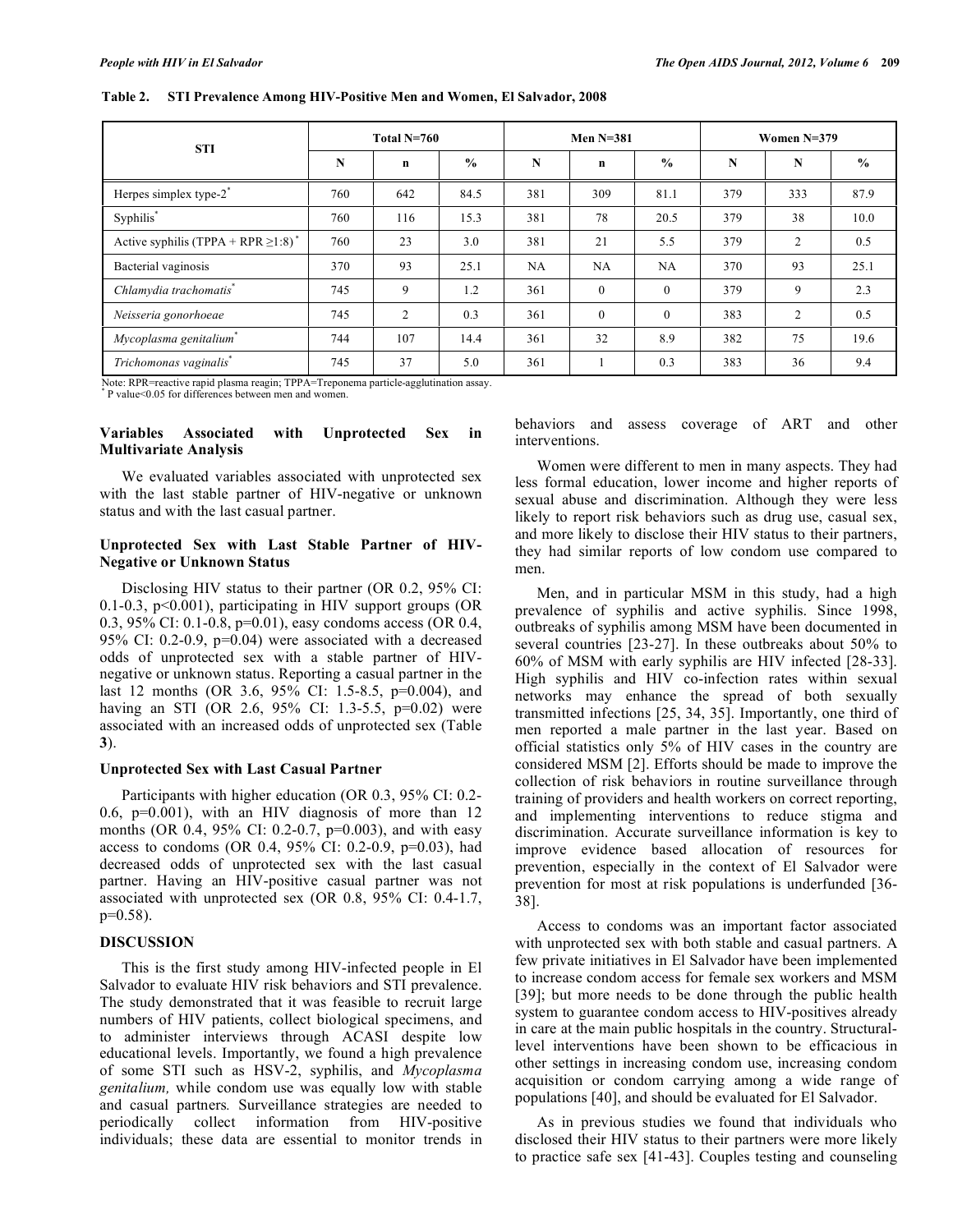**Table 2. STI Prevalence Among HIV-Positive Men and Women, El Salvador, 2008**

| STI | Total N=760 | | | Men N=381 | | | Women N=379 | | |
|---|---|---|---|---|---|---|---|---|---|
| | N | n | % | N | n | % | N | N | % |
| Herpes simplex type-2* | 760 | 642 | 84.5 | 381 | 309 | 81.1 | 379 | 333 | 87.9 |
| Syphilis* | 760 | 116 | 15.3 | 381 | 78 | 20.5 | 379 | 38 | 10.0 |
| Active syphilis (TPPA + RPR ≥1:8)* | 760 | 23 | 3.0 | 381 | 21 | 5.5 | 379 | 2 | 0.5 |
| Bacterial vaginosis | 370 | 93 | 25.1 | NA | NA | NA | 370 | 93 | 25.1 |
| *Chlamydia trachomatis** | 745 | 9 | 1.2 | 361 | 0 | 0 | 379 | 9 | 2.3 |
| *Neisseria gonorhoeae* | 745 | 2 | 0.3 | 361 | 0 | 0 | 383 | 2 | 0.5 |
| *Mycoplasma genitalium** | 744 | 107 | 14.4 | 361 | 32 | 8.9 | 382 | 75 | 19.6 |
| *Trichomonas vaginalis** | 745 | 37 | 5.0 | 361 | 1 | 0.3 | 383 | 36 | 9.4 |

Note: RPR=reactive rapid plasma reagin; TPPA=Treponema particle-agglutination assay.
* P value<0.05 for differences between men and women.

### Variables Associated with Unprotected Sex in Multivariate Analysis

We evaluated variables associated with unprotected sex with the last stable partner of HIV-negative or unknown status and with the last casual partner.

### Unprotected Sex with Last Stable Partner of HIV-Negative or Unknown Status

Disclosing HIV status to their partner (OR 0.2, 95% CI: 0.1-0.3, p<0.001), participating in HIV support groups (OR 0.3, 95% CI: 0.1-0.8, p=0.01), easy condoms access (OR 0.4, 95% CI: 0.2-0.9, p=0.04) were associated with a decreased odds of unprotected sex with a stable partner of HIV-negative or unknown status. Reporting a casual partner in the last 12 months (OR 3.6, 95% CI: 1.5-8.5, p=0.004), and having an STI (OR 2.6, 95% CI: 1.3-5.5, p=0.02) were associated with an increased odds of unprotected sex (Table **3**).

### Unprotected Sex with Last Casual Partner

Participants with higher education (OR 0.3, 95% CI: 0.2-0.6, p=0.001), with an HIV diagnosis of more than 12 months (OR 0.4, 95% CI: 0.2-0.7, p=0.003), and with easy access to condoms (OR 0.4, 95% CI: 0.2-0.9, p=0.03), had decreased odds of unprotected sex with the last casual partner. Having an HIV-positive casual partner was not associated with unprotected sex (OR 0.8, 95% CI: 0.4-1.7, p=0.58).

## DISCUSSION

This is the first study among HIV-infected people in El Salvador to evaluate HIV risk behaviors and STI prevalence. The study demonstrated that it was feasible to recruit large numbers of HIV patients, collect biological specimens, and to administer interviews through ACASI despite low educational levels. Importantly, we found a high prevalence of some STI such as HSV-2, syphilis, and *Mycoplasma genitalium,* while condom use was equally low with stable and casual partners*.* Surveillance strategies are needed to periodically collect information from HIV-positive individuals; these data are essential to monitor trends in behaviors and assess coverage of ART and other interventions.

Women were different to men in many aspects. They had less formal education, lower income and higher reports of sexual abuse and discrimination. Although they were less likely to report risk behaviors such as drug use, casual sex, and more likely to disclose their HIV status to their partners, they had similar reports of low condom use compared to men.

Men, and in particular MSM in this study, had a high prevalence of syphilis and active syphilis. Since 1998, outbreaks of syphilis among MSM have been documented in several countries [23-27]. In these outbreaks about 50% to 60% of MSM with early syphilis are HIV infected [28-33]. High syphilis and HIV co-infection rates within sexual networks may enhance the spread of both sexually transmitted infections [25, 34, 35]. Importantly, one third of men reported a male partner in the last year. Based on official statistics only 5% of HIV cases in the country are considered MSM [2]. Efforts should be made to improve the collection of risk behaviors in routine surveillance through training of providers and health workers on correct reporting, and implementing interventions to reduce stigma and discrimination. Accurate surveillance information is key to improve evidence based allocation of resources for prevention, especially in the context of El Salvador were prevention for most at risk populations is underfunded [36-38].

Access to condoms was an important factor associated with unprotected sex with both stable and casual partners. A few private initiatives in El Salvador have been implemented to increase condom access for female sex workers and MSM [39]; but more needs to be done through the public health system to guarantee condom access to HIV-positives already in care at the main public hospitals in the country. Structural-level interventions have been shown to be efficacious in other settings in increasing condom use, increasing condom acquisition or condom carrying among a wide range of populations [40], and should be evaluated for El Salvador.

As in previous studies we found that individuals who disclosed their HIV status to their partners were more likely to practice safe sex [41-43]. Couples testing and counseling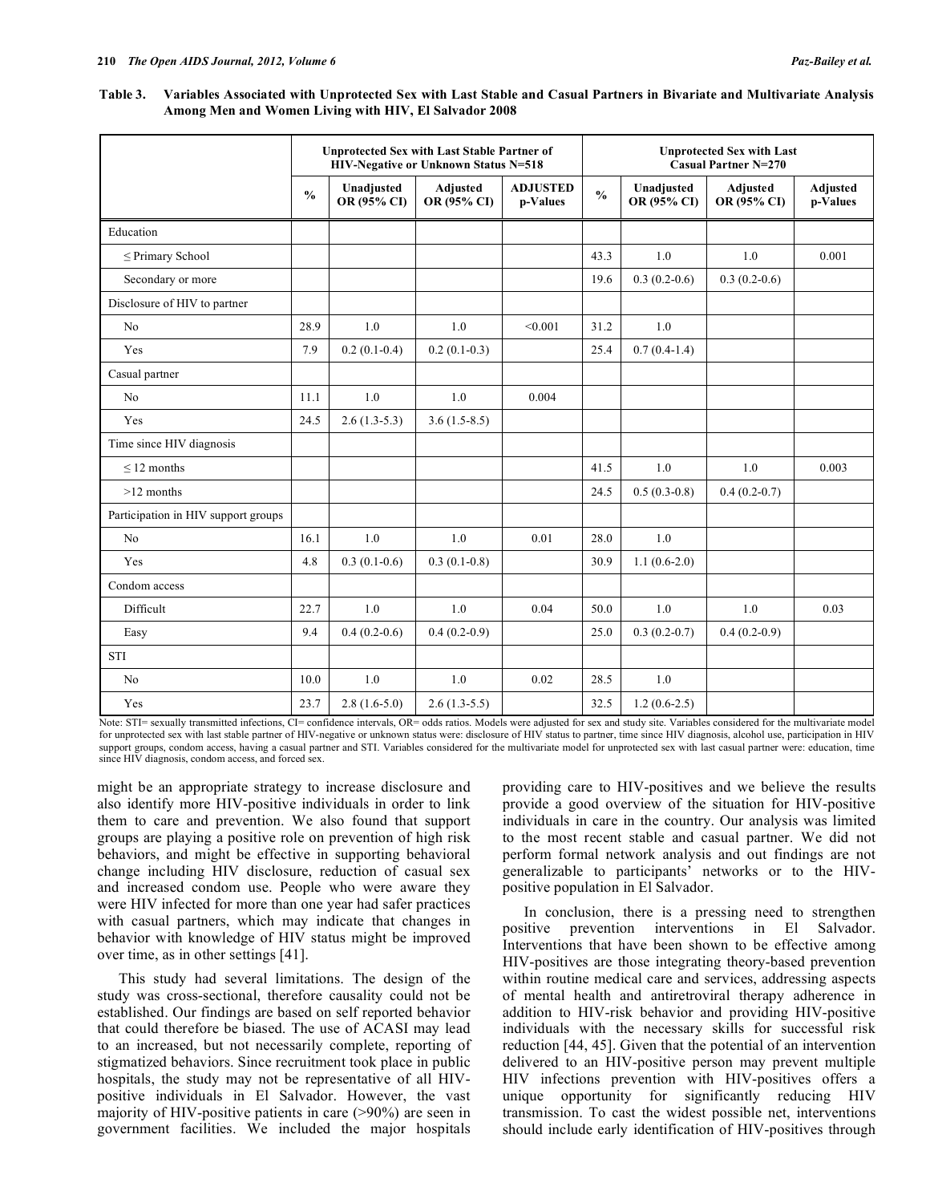**Table 3. Variables Associated with Unprotected Sex with Last Stable and Casual Partners in Bivariate and Multivariate Analysis Among Men and Women Living with HIV, El Salvador 2008**

| | Unprotected Sex with Last Stable Partner of HIV-Negative or Unknown Status N=518 | | | | Unprotected Sex with Last Casual Partner N=270 | | | |
|---|---|---|---|---|---|---|---|---|
| | % | Unadjusted OR (95% CI) | Adjusted OR (95% CI) | ADJUSTED p-Values | % | Unadjusted OR (95% CI) | Adjusted OR (95% CI) | Adjusted p-Values |
| Education | | | | | | | | |
| ≤ Primary School | | | | | 43.3 | 1.0 | 1.0 | 0.001 |
| Secondary or more | | | | | 19.6 | 0.3 (0.2-0.6) | 0.3 (0.2-0.6) | |
| Disclosure of HIV to partner | | | | | | | | |
| No | 28.9 | 1.0 | 1.0 | <0.001 | 31.2 | 1.0 | | |
| Yes | 7.9 | 0.2 (0.1-0.4) | 0.2 (0.1-0.3) | | 25.4 | 0.7 (0.4-1.4) | | |
| Casual partner | | | | | | | | |
| No | 11.1 | 1.0 | 1.0 | 0.004 | | | | |
| Yes | 24.5 | 2.6 (1.3-5.3) | 3.6 (1.5-8.5) | | | | | |
| Time since HIV diagnosis | | | | | | | | |
| ≤ 12 months | | | | | 41.5 | 1.0 | 1.0 | 0.003 |
| >12 months | | | | | 24.5 | 0.5 (0.3-0.8) | 0.4 (0.2-0.7) | |
| Participation in HIV support groups | | | | | | | | |
| No | 16.1 | 1.0 | 1.0 | 0.01 | 28.0 | 1.0 | | |
| Yes | 4.8 | 0.3 (0.1-0.6) | 0.3 (0.1-0.8) | | 30.9 | 1.1 (0.6-2.0) | | |
| Condom access | | | | | | | | |
| Difficult | 22.7 | 1.0 | 1.0 | 0.04 | 50.0 | 1.0 | 1.0 | 0.03 |
| Easy | 9.4 | 0.4 (0.2-0.6) | 0.4 (0.2-0.9) | | 25.0 | 0.3 (0.2-0.7) | 0.4 (0.2-0.9) | |
| STI | | | | | | | | |
| No | 10.0 | 1.0 | 1.0 | 0.02 | 28.5 | 1.0 | | |
| Yes | 23.7 | 2.8 (1.6-5.0) | 2.6 (1.3-5.5) | | 32.5 | 1.2 (0.6-2.5) | | |

Note: STI= sexually transmitted infections, CI= confidence intervals, OR= odds ratios. Models were adjusted for sex and study site. Variables considered for the multivariate model for unprotected sex with last stable partner of HIV-negative or unknown status were: disclosure of HIV status to partner, time since HIV diagnosis, alcohol use, participation in HIV support groups, condom access, having a casual partner and STI. Variables considered for the multivariate model for unprotected sex with last casual partner were: education, time since HIV diagnosis, condom access, and forced sex.

might be an appropriate strategy to increase disclosure and also identify more HIV-positive individuals in order to link them to care and prevention. We also found that support groups are playing a positive role on prevention of high risk behaviors, and might be effective in supporting behavioral change including HIV disclosure, reduction of casual sex and increased condom use. People who were aware they were HIV infected for more than one year had safer practices with casual partners, which may indicate that changes in behavior with knowledge of HIV status might be improved over time, as in other settings [41].

This study had several limitations. The design of the study was cross-sectional, therefore causality could not be established. Our findings are based on self reported behavior that could therefore be biased. The use of ACASI may lead to an increased, but not necessarily complete, reporting of stigmatized behaviors. Since recruitment took place in public hospitals, the study may not be representative of all HIV-positive individuals in El Salvador. However, the vast majority of HIV-positive patients in care (>90%) are seen in government facilities. We included the major hospitals providing care to HIV-positives and we believe the results provide a good overview of the situation for HIV-positive individuals in care in the country. Our analysis was limited to the most recent stable and casual partner. We did not perform formal network analysis and out findings are not generalizable to participants' networks or to the HIV-positive population in El Salvador.

In conclusion, there is a pressing need to strengthen positive prevention interventions in El Salvador. Interventions that have been shown to be effective among HIV-positives are those integrating theory-based prevention within routine medical care and services, addressing aspects of mental health and antiretroviral therapy adherence in addition to HIV-risk behavior and providing HIV-positive individuals with the necessary skills for successful risk reduction [44, 45]. Given that the potential of an intervention delivered to an HIV-positive person may prevent multiple HIV infections prevention with HIV-positives offers a unique opportunity for significantly reducing HIV transmission. To cast the widest possible net, interventions should include early identification of HIV-positives through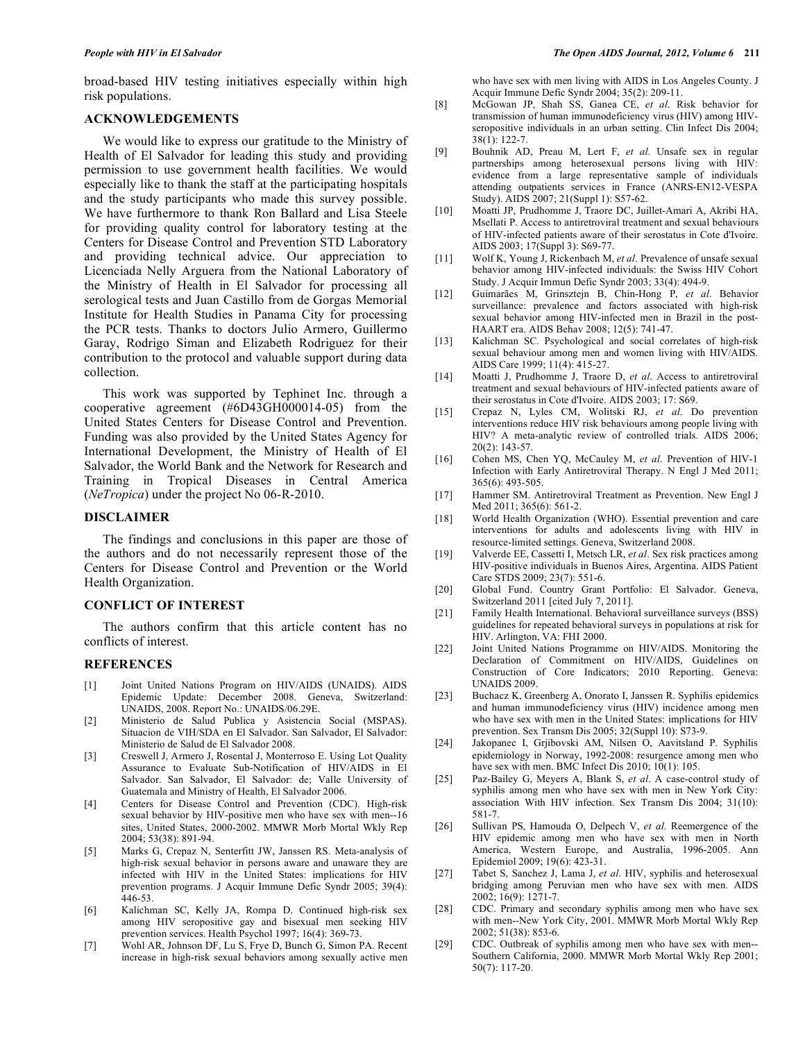broad-based HIV testing initiatives especially within high risk populations.

## ACKNOWLEDGEMENTS

We would like to express our gratitude to the Ministry of Health of El Salvador for leading this study and providing permission to use government health facilities. We would especially like to thank the staff at the participating hospitals and the study participants who made this survey possible. We have furthermore to thank Ron Ballard and Lisa Steele for providing quality control for laboratory testing at the Centers for Disease Control and Prevention STD Laboratory and providing technical advice. Our appreciation to Licenciada Nelly Arguera from the National Laboratory of the Ministry of Health in El Salvador for processing all serological tests and Juan Castillo from de Gorgas Memorial Institute for Health Studies in Panama City for processing the PCR tests. Thanks to doctors Julio Armero, Guillermo Garay, Rodrigo Siman and Elizabeth Rodriguez for their contribution to the protocol and valuable support during data collection.

This work was supported by Tephinet Inc. through a cooperative agreement (#6D43GH000014-05) from the United States Centers for Disease Control and Prevention. Funding was also provided by the United States Agency for International Development, the Ministry of Health of El Salvador, the World Bank and the Network for Research and Training in Tropical Diseases in Central America (*NeTropica*) under the project No 06-R-2010.

## DISCLAIMER

The findings and conclusions in this paper are those of the authors and do not necessarily represent those of the Centers for Disease Control and Prevention or the World Health Organization.

## CONFLICT OF INTEREST

The authors confirm that this article content has no conflicts of interest.

## REFERENCES

[1] Joint United Nations Program on HIV/AIDS (UNAIDS). AIDS Epidemic Update: December 2008. Geneva, Switzerland: UNAIDS, 2008. Report No.: UNAIDS/06.29E.

[2] Ministerio de Salud Publica y Asistencia Social (MSPAS). Situacion de VIH/SDA en El Salvador. San Salvador, El Salvador: Ministerio de Salud de El Salvador 2008.

[3] Creswell J, Armero J, Rosental J, Monterroso E. Using Lot Quality Assurance to Evaluate Sub-Notification of HIV/AIDS in El Salvador. San Salvador, El Salvador: de; Valle University of Guatemala and Ministry of Health, El Salvador 2006.

[4] Centers for Disease Control and Prevention (CDC). High-risk sexual behavior by HIV-positive men who have sex with men--16 sites, United States, 2000-2002. MMWR Morb Mortal Wkly Rep 2004; 53(38): 891-94.

[5] Marks G, Crepaz N, Senterfitt JW, Janssen RS. Meta-analysis of high-risk sexual behavior in persons aware and unaware they are infected with HIV in the United States: implications for HIV prevention programs. J Acquir Immune Defic Syndr 2005; 39(4): 446-53.

[6] Kalichman SC, Kelly JA, Rompa D. Continued high-risk sex among HIV seropositive gay and bisexual men seeking HIV prevention services. Health Psychol 1997; 16(4): 369-73.

[7] Wohl AR, Johnson DF, Lu S, Frye D, Bunch G, Simon PA. Recent increase in high-risk sexual behaviors among sexually active men who have sex with men living with AIDS in Los Angeles County. J Acquir Immune Defic Syndr 2004; 35(2): 209-11.

[8] McGowan JP, Shah SS, Ganea CE, *et al*. Risk behavior for transmission of human immunodeficiency virus (HIV) among HIV-seropositive individuals in an urban setting. Clin Infect Dis 2004; 38(1): 122-7.

[9] Bouhnik AD, Preau M, Lert F, *et al*. Unsafe sex in regular partnerships among heterosexual persons living with HIV: evidence from a large representative sample of individuals attending outpatients services in France (ANRS-EN12-VESPA Study). AIDS 2007; 21(Suppl 1): S57-62.

[10] Moatti JP, Prudhomme J, Traore DC, Juillet-Amari A, Akribi HA, Msellati P. Access to antiretroviral treatment and sexual behaviours of HIV-infected patients aware of their serostatus in Cote d'Ivoire. AIDS 2003; 17(Suppl 3): S69-77.

[11] Wolf K, Young J, Rickenbach M, *et al*. Prevalence of unsafe sexual behavior among HIV-infected individuals: the Swiss HIV Cohort Study. J Acquir Immun Defic Syndr 2003; 33(4): 494-9.

[12] Guimarães M, Grinsztejn B, Chin-Hong P, *et al.* Behavior surveillance: prevalence and factors associated with high-risk sexual behavior among HIV-infected men in Brazil in the post-HAART era. AIDS Behav 2008; 12(5): 741-47.

[13] Kalichman SC. Psychological and social correlates of high-risk sexual behaviour among men and women living with HIV/AIDS. AIDS Care 1999; 11(4): 415-27.

[14] Moatti J, Prudhomme J, Traore D, *et al*. Access to antiretroviral treatment and sexual behaviours of HIV-infected patients aware of their serostatus in Cote d'Ivoire. AIDS 2003; 17: S69.

[15] Crepaz N, Lyles CM, Wolitski RJ, *et al.* Do prevention interventions reduce HIV risk behaviours among people living with HIV? A meta-analytic review of controlled trials. AIDS 2006; 20(2): 143-57.

[16] Cohen MS, Chen YQ, McCauley M, *et al*. Prevention of HIV-1 Infection with Early Antiretroviral Therapy. N Engl J Med 2011; 365(6): 493-505.

[17] Hammer SM. Antiretroviral Treatment as Prevention. New Engl J Med 2011; 365(6): 561-2.

[18] World Health Organization (WHO). Essential prevention and care interventions for adults and adolescents living with HIV in resource-limited settings. Geneva, Switzerland 2008.

[19] Valverde EE, Cassetti I, Metsch LR, *et al*. Sex risk practices among HIV-positive individuals in Buenos Aires, Argentina. AIDS Patient Care STDS 2009; 23(7): 551-6.

[20] Global Fund. Country Grant Portfolio: El Salvador. Geneva, Switzerland 2011 [cited July 7, 2011].

[21] Family Health International. Behavioral surveillance surveys (BSS) guidelines for repeated behavioral surveys in populations at risk for HIV. Arlington, VA: FHI 2000.

[22] Joint United Nations Programme on HIV/AIDS. Monitoring the Declaration of Commitment on HIV/AIDS, Guidelines on Construction of Core Indicators; 2010 Reporting. Geneva: UNAIDS 2009.

[23] Buchacz K, Greenberg A, Onorato I, Janssen R. Syphilis epidemics and human immunodeficiency virus (HIV) incidence among men who have sex with men in the United States: implications for HIV prevention. Sex Transm Dis 2005; 32(Suppl 10): S73-9.

[24] Jakopanec I, Grjibovski AM, Nilsen O, Aavitsland P. Syphilis epidemiology in Norway, 1992-2008: resurgence among men who have sex with men. BMC Infect Dis 2010; 10(1): 105.

[25] Paz-Bailey G, Meyers A, Blank S, *et al*. A case-control study of syphilis among men who have sex with men in New York City: association With HIV infection. Sex Transm Dis 2004; 31(10): 581-7.

[26] Sullivan PS, Hamouda O, Delpech V, *et al*. Reemergence of the HIV epidemic among men who have sex with men in North America, Western Europe, and Australia, 1996-2005. Ann Epidemiol 2009; 19(6): 423-31.

[27] Tabet S, Sanchez J, Lama J, *et al*. HIV, syphilis and heterosexual bridging among Peruvian men who have sex with men. AIDS 2002; 16(9): 1271-7.

[28] CDC. Primary and secondary syphilis among men who have sex with men--New York City, 2001. MMWR Morb Mortal Wkly Rep 2002; 51(38): 853-6.

[29] CDC. Outbreak of syphilis among men who have sex with men--Southern California, 2000. MMWR Morb Mortal Wkly Rep 2001; 50(7): 117-20.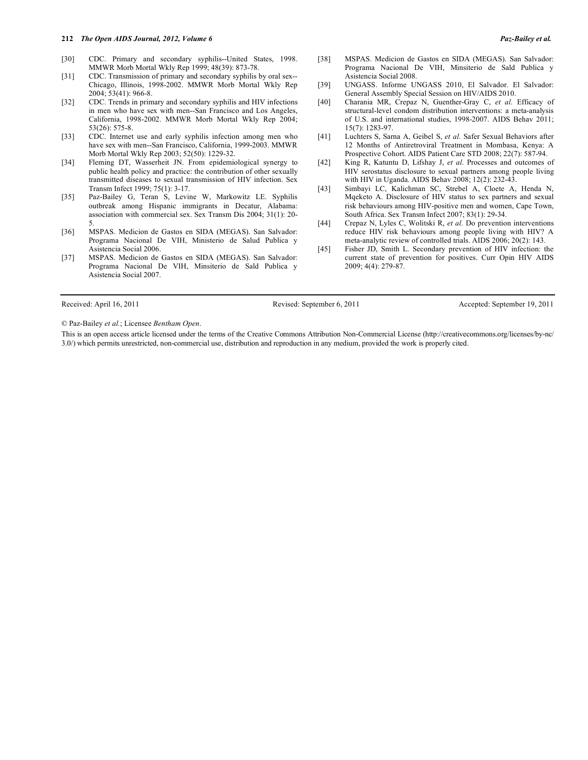[30] CDC. Primary and secondary syphilis--United States, 1998. MMWR Morb Mortal Wkly Rep 1999; 48(39): 873-78.

[31] CDC. Transmission of primary and secondary syphilis by oral sex--Chicago, Illinois, 1998-2002. MMWR Morb Mortal Wkly Rep 2004; 53(41): 966-8.

[32] CDC. Trends in primary and secondary syphilis and HIV infections in men who have sex with men--San Francisco and Los Angeles, California, 1998-2002. MMWR Morb Mortal Wkly Rep 2004; 53(26): 575-8.

[33] CDC. Internet use and early syphilis infection among men who have sex with men--San Francisco, California, 1999-2003. MMWR Morb Mortal Wkly Rep 2003; 52(50): 1229-32.

[34] Fleming DT, Wasserheit JN. From epidemiological synergy to public health policy and practice: the contribution of other sexually transmitted diseases to sexual transmission of HIV infection. Sex Transm Infect 1999; 75(1): 3-17.

[35] Paz-Bailey G, Teran S, Levine W, Markowitz LE. Syphilis outbreak among Hispanic immigrants in Decatur, Alabama: association with commercial sex. Sex Transm Dis 2004; 31(1): 20-5.

[36] MSPAS. Medicion de Gastos en SIDA (MEGAS). San Salvador: Programa Nacional De VIH, Ministerio de Salud Publica y Asistencia Social 2006.

[37] MSPAS. Medicion de Gastos en SIDA (MEGAS). San Salvador: Programa Nacional De VIH, Minsiterio de Sald Publica y Asistencia Social 2007.

[38] MSPAS. Medicion de Gastos en SIDA (MEGAS). San Salvador: Programa Nacional De VIH, Minsiterio de Sald Publica y Asistencia Social 2008.

[39] UNGASS. Informe UNGASS 2010, El Salvador. El Salvador: General Assembly Special Session on HIV/AIDS 2010.

[40] Charania MR, Crepaz N, Guenther-Gray C, *et al*. Efficacy of structural-level condom distribution interventions: a meta-analysis of U.S. and international studies, 1998-2007. AIDS Behav 2011; 15(7): 1283-97.

[41] Luchters S, Sarna A, Geibel S, *et al*. Safer Sexual Behaviors after 12 Months of Antiretroviral Treatment in Mombasa, Kenya: A Prospective Cohort. AIDS Patient Care STD 2008; 22(7): 587-94.

[42] King R, Katuntu D, Lifshay J, *et al*. Processes and outcomes of HIV serostatus disclosure to sexual partners among people living with HIV in Uganda. AIDS Behav 2008; 12(2): 232-43.

[43] Simbayi LC, Kalichman SC, Strebel A, Cloete A, Henda N, Mqeketo A. Disclosure of HIV status to sex partners and sexual risk behaviours among HIV-positive men and women, Cape Town, South Africa. Sex Transm Infect 2007; 83(1): 29-34.

[44] Crepaz N, Lyles C, Wolitski R, *et al*. Do prevention interventions reduce HIV risk behaviours among people living with HIV? A meta-analytic review of controlled trials. AIDS 2006; 20(2): 143.

[45] Fisher JD, Smith L. Secondary prevention of HIV infection: the current state of prevention for positives. Curr Opin HIV AIDS 2009; 4(4): 279-87.

Received: April 16, 2011 Revised: September 6, 2011 Accepted: September 19, 2011

© Paz-Bailey *et al.*; Licensee *Bentham Open*.

This is an open access article licensed under the terms of the Creative Commons Attribution Non-Commercial License (http://creativecommons.org/licenses/by-nc/3.0/) which permits unrestricted, non-commercial use, distribution and reproduction in any medium, provided the work is properly cited.